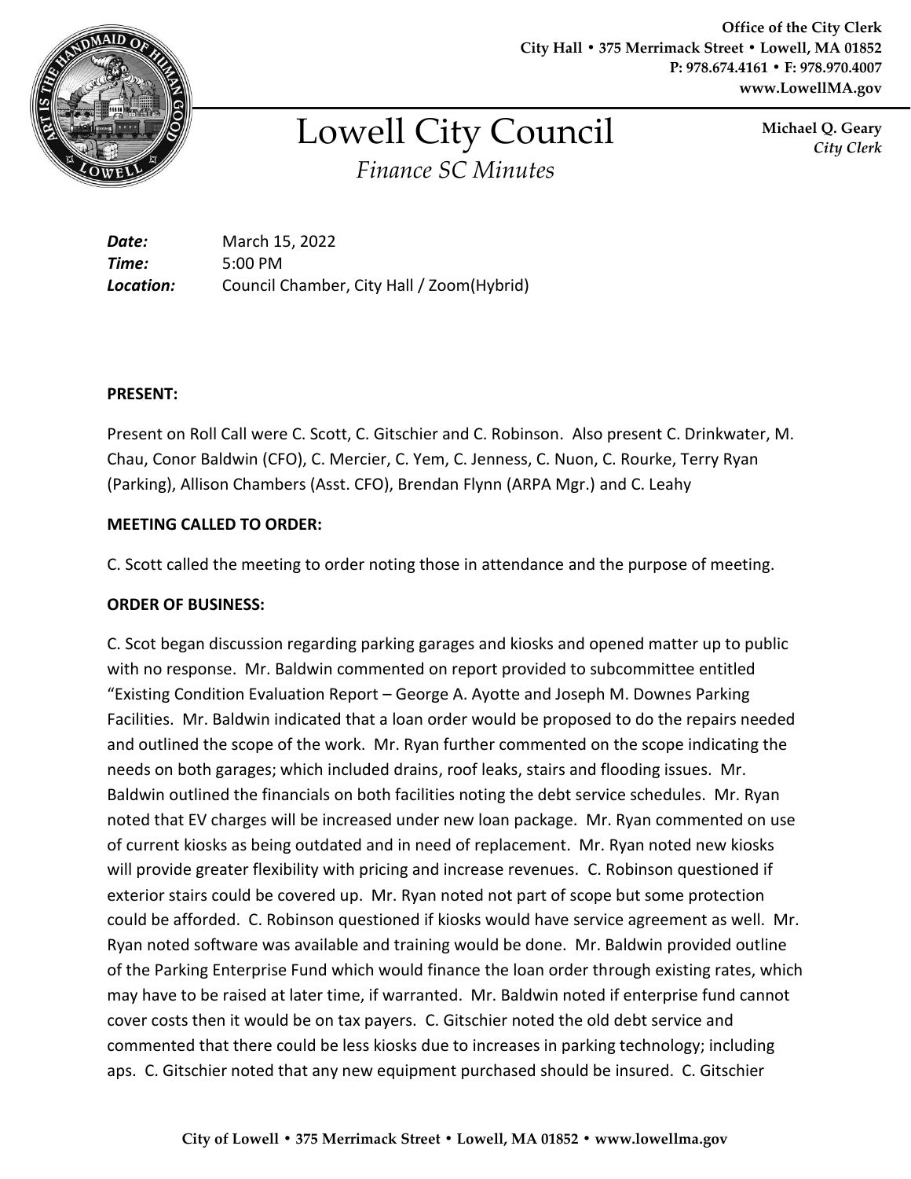Office of the City Clerk
City Hall • 375 Merrimack Street • Lowell, MA 01852
P: 978.674.4161 • F: 978.970.4007
www.LowellMA.gov

# Lowell City Council

*Finance SC Minutes*

**Michael Q. Geary**
*City Clerk*

***Date:*** March 15, 2022
***Time:*** 5:00 PM
***Location:*** Council Chamber, City Hall / Zoom(Hybrid)

**PRESENT:**

Present on Roll Call were C. Scott, C. Gitschier and C. Robinson. Also present C. Drinkwater, M. Chau, Conor Baldwin (CFO), C. Mercier, C. Yem, C. Jenness, C. Nuon, C. Rourke, Terry Ryan (Parking), Allison Chambers (Asst. CFO), Brendan Flynn (ARPA Mgr.) and C. Leahy

**MEETING CALLED TO ORDER:**

C. Scott called the meeting to order noting those in attendance and the purpose of meeting.

**ORDER OF BUSINESS:**

C. Scot began discussion regarding parking garages and kiosks and opened matter up to public with no response. Mr. Baldwin commented on report provided to subcommittee entitled "Existing Condition Evaluation Report – George A. Ayotte and Joseph M. Downes Parking Facilities. Mr. Baldwin indicated that a loan order would be proposed to do the repairs needed and outlined the scope of the work. Mr. Ryan further commented on the scope indicating the needs on both garages; which included drains, roof leaks, stairs and flooding issues. Mr. Baldwin outlined the financials on both facilities noting the debt service schedules. Mr. Ryan noted that EV charges will be increased under new loan package. Mr. Ryan commented on use of current kiosks as being outdated and in need of replacement. Mr. Ryan noted new kiosks will provide greater flexibility with pricing and increase revenues. C. Robinson questioned if exterior stairs could be covered up. Mr. Ryan noted not part of scope but some protection could be afforded. C. Robinson questioned if kiosks would have service agreement as well. Mr. Ryan noted software was available and training would be done. Mr. Baldwin provided outline of the Parking Enterprise Fund which would finance the loan order through existing rates, which may have to be raised at later time, if warranted. Mr. Baldwin noted if enterprise fund cannot cover costs then it would be on tax payers. C. Gitschier noted the old debt service and commented that there could be less kiosks due to increases in parking technology; including aps. C. Gitschier noted that any new equipment purchased should be insured. C. Gitschier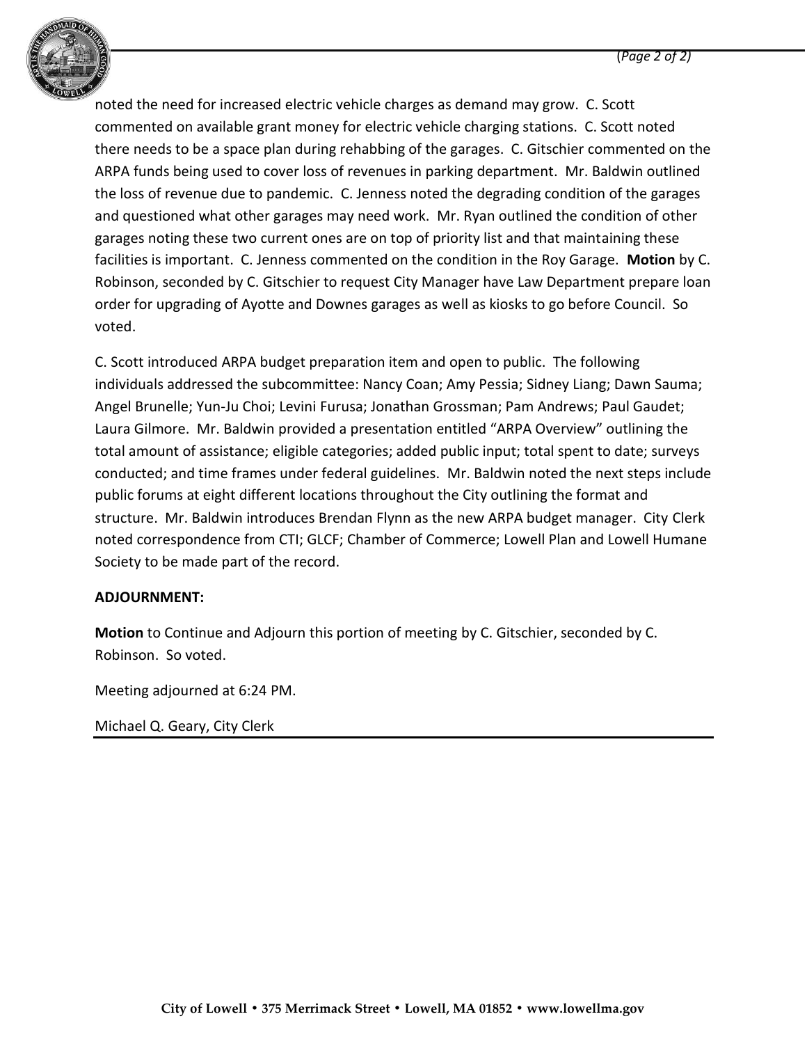noted the need for increased electric vehicle charges as demand may grow. C. Scott commented on available grant money for electric vehicle charging stations. C. Scott noted there needs to be a space plan during rehabbing of the garages. C. Gitschier commented on the ARPA funds being used to cover loss of revenues in parking department. Mr. Baldwin outlined the loss of revenue due to pandemic. C. Jenness noted the degrading condition of the garages and questioned what other garages may need work. Mr. Ryan outlined the condition of other garages noting these two current ones are on top of priority list and that maintaining these facilities is important. C. Jenness commented on the condition in the Roy Garage. **Motion** by C. Robinson, seconded by C. Gitschier to request City Manager have Law Department prepare loan order for upgrading of Ayotte and Downes garages as well as kiosks to go before Council. So voted.

C. Scott introduced ARPA budget preparation item and open to public. The following individuals addressed the subcommittee: Nancy Coan; Amy Pessia; Sidney Liang; Dawn Sauma; Angel Brunelle; Yun-Ju Choi; Levini Furusa; Jonathan Grossman; Pam Andrews; Paul Gaudet; Laura Gilmore. Mr. Baldwin provided a presentation entitled "ARPA Overview" outlining the total amount of assistance; eligible categories; added public input; total spent to date; surveys conducted; and time frames under federal guidelines. Mr. Baldwin noted the next steps include public forums at eight different locations throughout the City outlining the format and structure. Mr. Baldwin introduces Brendan Flynn as the new ARPA budget manager. City Clerk noted correspondence from CTI; GLCF; Chamber of Commerce; Lowell Plan and Lowell Humane Society to be made part of the record.

**ADJOURNMENT:**

**Motion** to Continue and Adjourn this portion of meeting by C. Gitschier, seconded by C. Robinson. So voted.

Meeting adjourned at 6:24 PM.

Michael Q. Geary, City Clerk